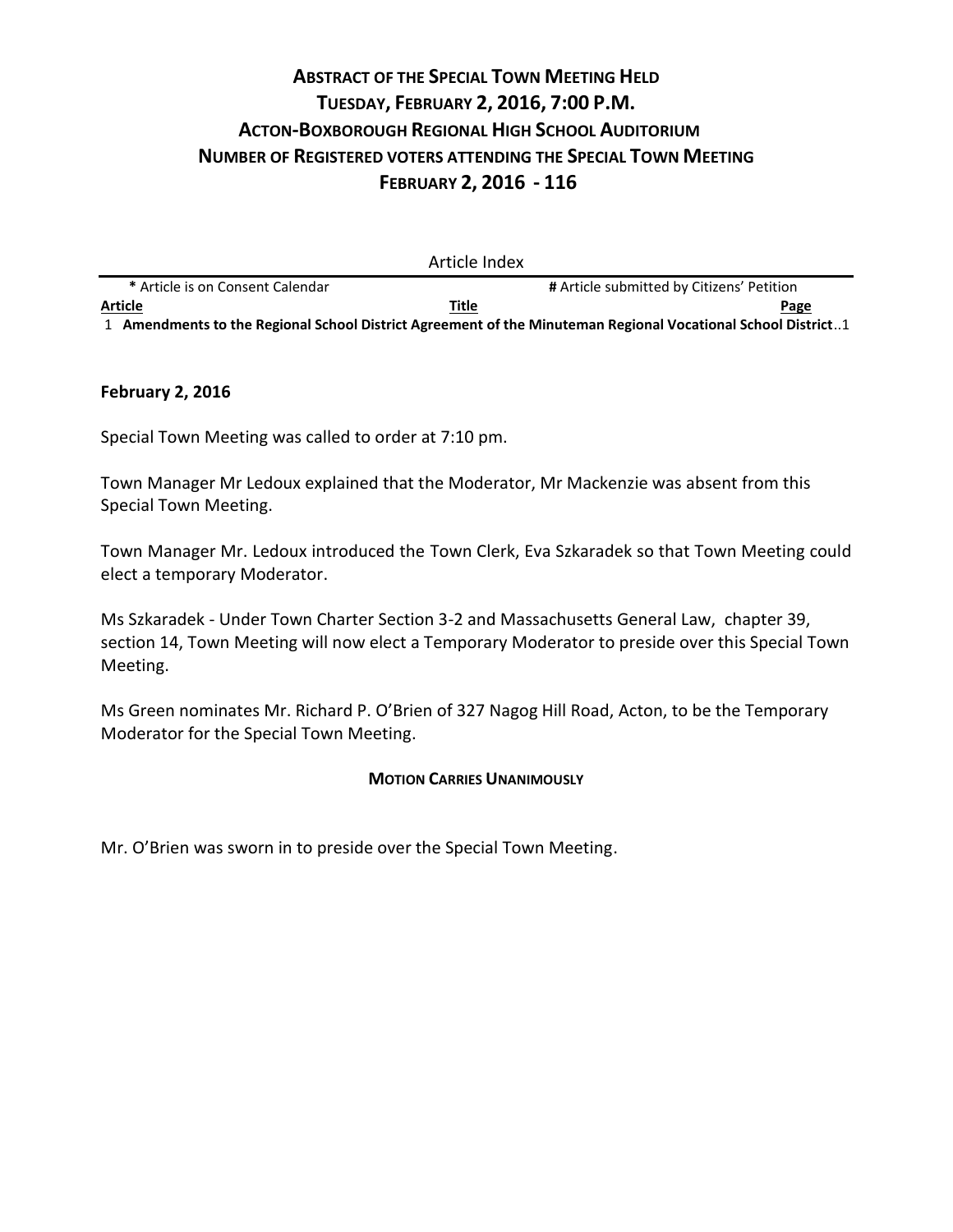# Abstract of the Special Town Meeting Held Tuesday, February 2, 2016, 7:00 P.M. Acton-Boxborough Regional High School Auditorium Number of Registered voters attending the Special Town Meeting February 2, 2016 - 116

Article Index

| * Article is on Consent Calendar | | # Article submitted by Citizens' Petition |
|---|---|---|
| **Article** | **Title** | **Page** |
| 1 | **Amendments to the Regional School District Agreement of the Minuteman Regional Vocational School District** | 1 |

**February 2, 2016**

Special Town Meeting was called to order at 7:10 pm.

Town Manager Mr Ledoux explained that the Moderator, Mr Mackenzie was absent from this Special Town Meeting.

Town Manager Mr. Ledoux introduced the Town Clerk, Eva Szkaradek so that Town Meeting could elect a temporary Moderator.

Ms Szkaradek - Under Town Charter Section 3-2 and Massachusetts General Law, chapter 39, section 14, Town Meeting will now elect a Temporary Moderator to preside over this Special Town Meeting.

Ms Green nominates Mr. Richard P. O'Brien of 327 Nagog Hill Road, Acton, to be the Temporary Moderator for the Special Town Meeting.

**Motion Carries Unanimously**

Mr. O'Brien was sworn in to preside over the Special Town Meeting.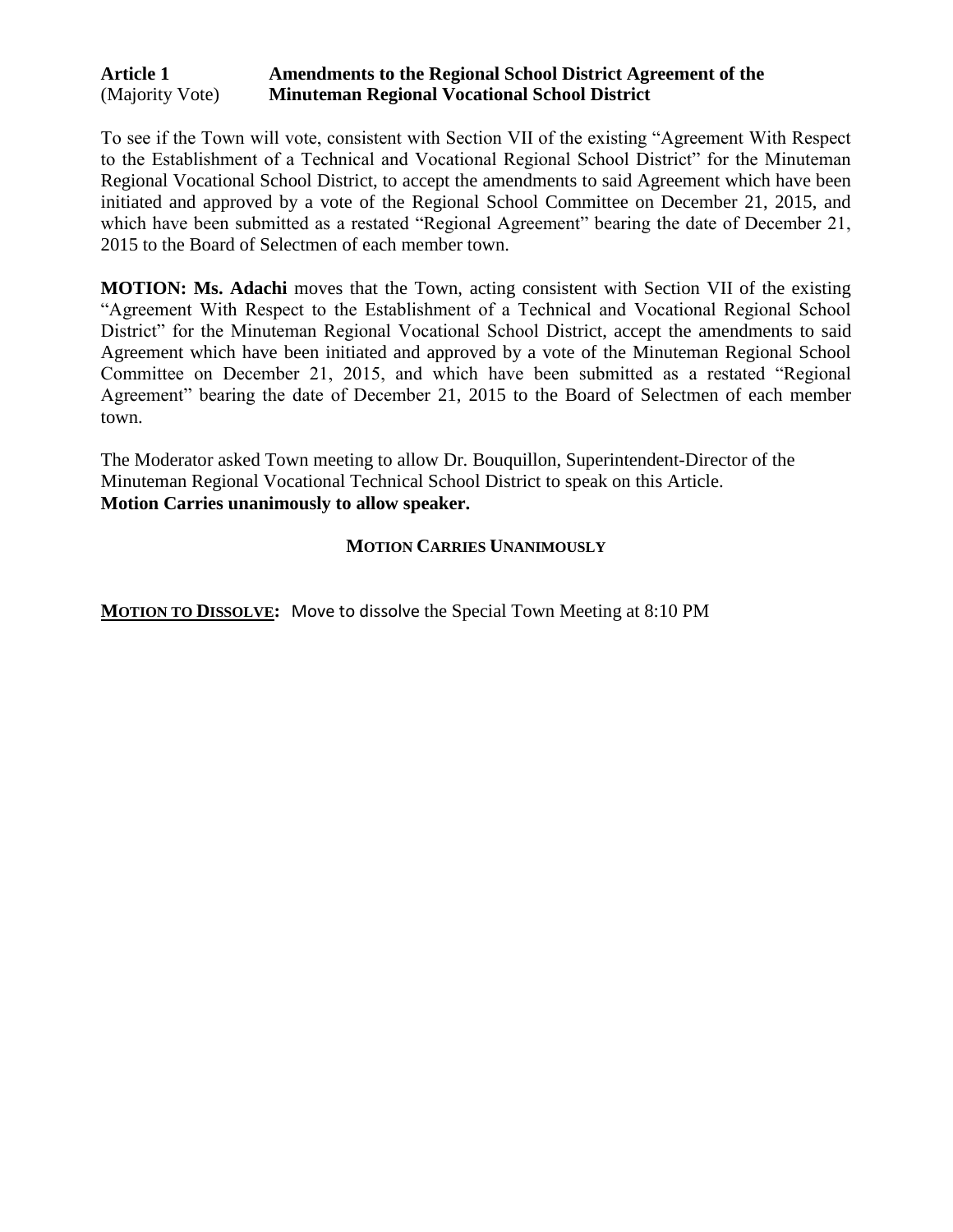**Article 1** (Majority Vote) **Amendments to the Regional School District Agreement of the Minuteman Regional Vocational School District**

To see if the Town will vote, consistent with Section VII of the existing "Agreement With Respect to the Establishment of a Technical and Vocational Regional School District" for the Minuteman Regional Vocational School District, to accept the amendments to said Agreement which have been initiated and approved by a vote of the Regional School Committee on December 21, 2015, and which have been submitted as a restated "Regional Agreement" bearing the date of December 21, 2015 to the Board of Selectmen of each member town.

**MOTION: Ms. Adachi** moves that the Town, acting consistent with Section VII of the existing "Agreement With Respect to the Establishment of a Technical and Vocational Regional School District" for the Minuteman Regional Vocational School District, accept the amendments to said Agreement which have been initiated and approved by a vote of the Minuteman Regional School Committee on December 21, 2015, and which have been submitted as a restated "Regional Agreement" bearing the date of December 21, 2015 to the Board of Selectmen of each member town.

The Moderator asked Town meeting to allow Dr. Bouquillon, Superintendent-Director of the Minuteman Regional Vocational Technical School District to speak on this Article.
**Motion Carries unanimously to allow speaker.**

**MOTION CARRIES UNANIMOUSLY**

**MOTION TO DISSOLVE:** Move to dissolve the Special Town Meeting at 8:10 PM